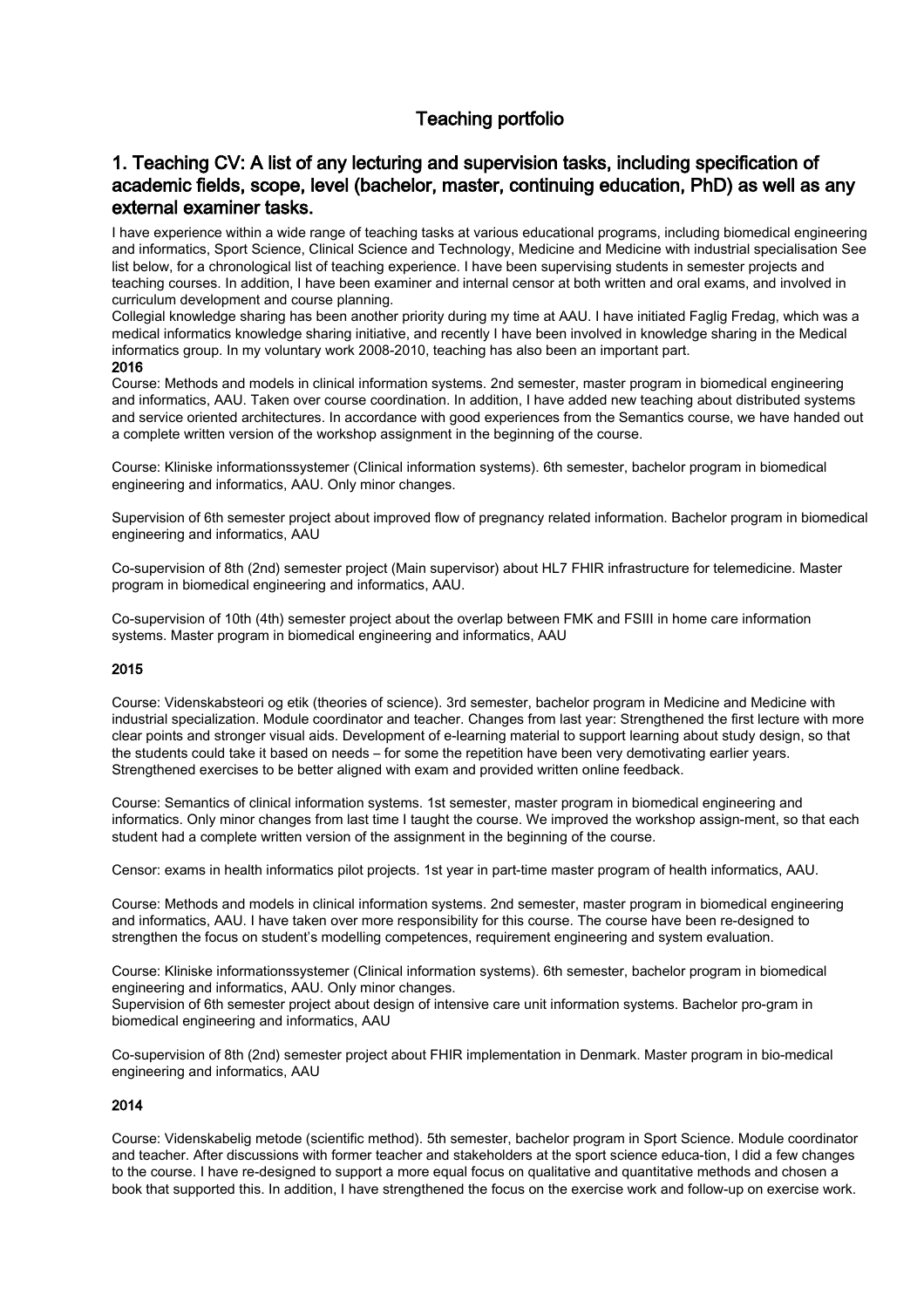# Teaching portfolio

## 1. Teaching CV: A list of any lecturing and supervision tasks, including specification of academic fields, scope, level (bachelor, master, continuing education, PhD) as well as any external examiner tasks.

I have experience within a wide range of teaching tasks at various educational programs, including biomedical engineering and informatics, Sport Science, Clinical Science and Technology, Medicine and Medicine with industrial specialisation See list below, for a chronological list of teaching experience. I have been supervising students in semester projects and teaching courses. In addition, I have been examiner and internal censor at both written and oral exams, and involved in curriculum development and course planning.

Collegial knowledge sharing has been another priority during my time at AAU. I have initiated Faglig Fredag, which was a medical informatics knowledge sharing initiative, and recently I have been involved in knowledge sharing in the Medical informatics group. In my voluntary work 2008-2010, teaching has also been an important part.

**2016**

Course: Methods and models in clinical information systems. 2nd semester, master program in biomedical engineering and informatics, AAU. Taken over course coordination. In addition, I have added new teaching about distributed systems and service oriented architectures. In accordance with good experiences from the Semantics course, we have handed out a complete written version of the workshop assignment in the beginning of the course.

Course: Kliniske informationssystemer (Clinical information systems). 6th semester, bachelor program in biomedical engineering and informatics, AAU. Only minor changes.

Supervision of 6th semester project about improved flow of pregnancy related information. Bachelor program in biomedical engineering and informatics, AAU

Co-supervision of 8th (2nd) semester project (Main supervisor) about HL7 FHIR infrastructure for telemedicine. Master program in biomedical engineering and informatics, AAU.

Co-supervision of 10th (4th) semester project about the overlap between FMK and FSIII in home care information systems. Master program in biomedical engineering and informatics, AAU

**2015**

Course: Videnskabsteori og etik (theories of science). 3rd semester, bachelor program in Medicine and Medicine with industrial specialization. Module coordinator and teacher. Changes from last year: Strengthened the first lecture with more clear points and stronger visual aids. Development of e-learning material to support learning about study design, so that the students could take it based on needs – for some the repetition have been very demotivating earlier years. Strengthened exercises to be better aligned with exam and provided written online feedback.

Course: Semantics of clinical information systems. 1st semester, master program in biomedical engineering and informatics. Only minor changes from last time I taught the course. We improved the workshop assign-ment, so that each student had a complete written version of the assignment in the beginning of the course.

Censor: exams in health informatics pilot projects. 1st year in part-time master program of health informatics, AAU.

Course: Methods and models in clinical information systems. 2nd semester, master program in biomedical engineering and informatics, AAU. I have taken over more responsibility for this course. The course have been re-designed to strengthen the focus on student's modelling competences, requirement engineering and system evaluation.

Course: Kliniske informationssystemer (Clinical information systems). 6th semester, bachelor program in biomedical engineering and informatics, AAU. Only minor changes.

Supervision of 6th semester project about design of intensive care unit information systems. Bachelor pro-gram in biomedical engineering and informatics, AAU

Co-supervision of 8th (2nd) semester project about FHIR implementation in Denmark. Master program in bio-medical engineering and informatics, AAU

**2014**

Course: Videnskabelig metode (scientific method). 5th semester, bachelor program in Sport Science. Module coordinator and teacher. After discussions with former teacher and stakeholders at the sport science educa-tion, I did a few changes to the course. I have re-designed to support a more equal focus on qualitative and quantitative methods and chosen a book that supported this. In addition, I have strengthened the focus on the exercise work and follow-up on exercise work.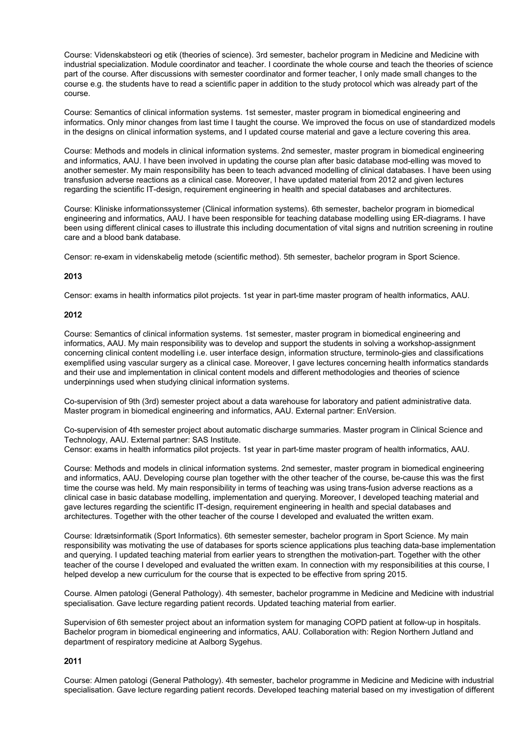Course: Videnskabsteori og etik (theories of science). 3rd semester, bachelor program in Medicine and Medicine with industrial specialization. Module coordinator and teacher. I coordinate the whole course and teach the theories of science part of the course. After discussions with semester coordinator and former teacher, I only made small changes to the course e.g. the students have to read a scientific paper in addition to the study protocol which was already part of the course.

Course: Semantics of clinical information systems. 1st semester, master program in biomedical engineering and informatics. Only minor changes from last time I taught the course. We improved the focus on use of standardized models in the designs on clinical information systems, and I updated course material and gave a lecture covering this area.

Course: Methods and models in clinical information systems. 2nd semester, master program in biomedical engineering and informatics, AAU. I have been involved in updating the course plan after basic database mod-elling was moved to another semester. My main responsibility has been to teach advanced modelling of clinical databases. I have been using transfusion adverse reactions as a clinical case. Moreover, I have updated material from 2012 and given lectures regarding the scientific IT-design, requirement engineering in health and special databases and architectures.

Course: Kliniske informationssystemer (Clinical information systems). 6th semester, bachelor program in biomedical engineering and informatics, AAU. I have been responsible for teaching database modelling using ER-diagrams. I have been using different clinical cases to illustrate this including documentation of vital signs and nutrition screening in routine care and a blood bank database.

Censor: re-exam in videnskabelig metode (scientific method). 5th semester, bachelor program in Sport Science.

## 2013

Censor: exams in health informatics pilot projects. 1st year in part-time master program of health informatics, AAU.

## 2012

Course: Semantics of clinical information systems. 1st semester, master program in biomedical engineering and informatics, AAU. My main responsibility was to develop and support the students in solving a workshop-assignment concerning clinical content modelling i.e. user interface design, information structure, terminolo-gies and classifications exemplified using vascular surgery as a clinical case. Moreover, I gave lectures concerning health informatics standards and their use and implementation in clinical content models and different methodologies and theories of science underpinnings used when studying clinical information systems.

Co-supervision of 9th (3rd) semester project about a data warehouse for laboratory and patient administrative data. Master program in biomedical engineering and informatics, AAU. External partner: EnVersion.

Co-supervision of 4th semester project about automatic discharge summaries. Master program in Clinical Science and Technology, AAU. External partner: SAS Institute.
Censor: exams in health informatics pilot projects. 1st year in part-time master program of health informatics, AAU.

Course: Methods and models in clinical information systems. 2nd semester, master program in biomedical engineering and informatics, AAU. Developing course plan together with the other teacher of the course, be-cause this was the first time the course was held. My main responsibility in terms of teaching was using trans-fusion adverse reactions as a clinical case in basic database modelling, implementation and querying. Moreover, I developed teaching material and gave lectures regarding the scientific IT-design, requirement engineering in health and special databases and architectures. Together with the other teacher of the course I developed and evaluated the written exam.

Course: Idrætsinformatik (Sport Informatics). 6th semester semester, bachelor program in Sport Science. My main responsibility was motivating the use of databases for sports science applications plus teaching data-base implementation and querying. I updated teaching material from earlier years to strengthen the motivation-part. Together with the other teacher of the course I developed and evaluated the written exam. In connection with my responsibilities at this course, I helped develop a new curriculum for the course that is expected to be effective from spring 2015.

Course. Almen patologi (General Pathology). 4th semester, bachelor programme in Medicine and Medicine with industrial specialisation. Gave lecture regarding patient records. Updated teaching material from earlier.

Supervision of 6th semester project about an information system for managing COPD patient at follow-up in hospitals. Bachelor program in biomedical engineering and informatics, AAU. Collaboration with: Region Northern Jutland and department of respiratory medicine at Aalborg Sygehus.

## 2011

Course: Almen patologi (General Pathology). 4th semester, bachelor programme in Medicine and Medicine with industrial specialisation. Gave lecture regarding patient records. Developed teaching material based on my investigation of different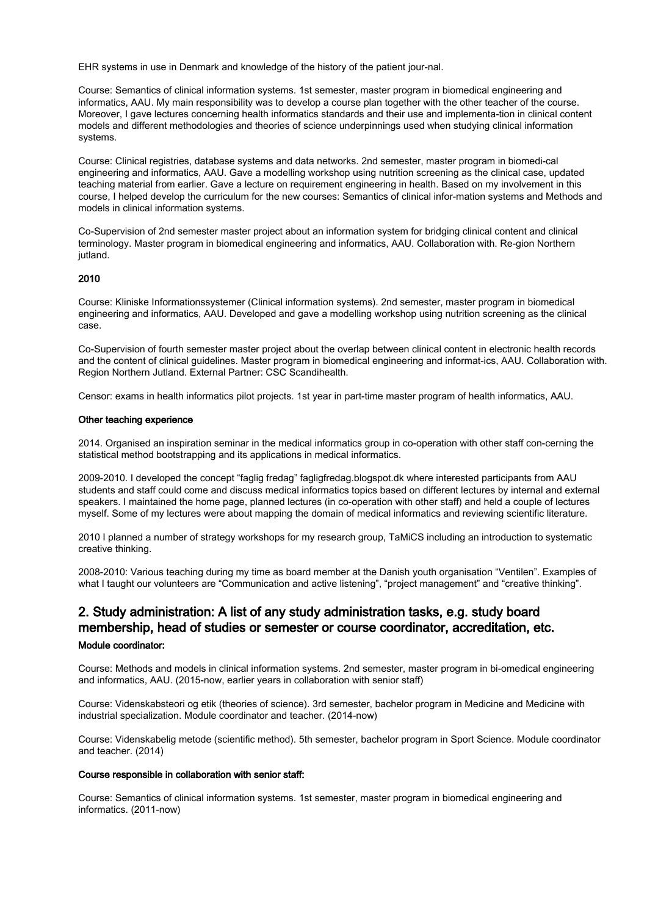EHR systems in use in Denmark and knowledge of the history of the patient jour-nal.

Course: Semantics of clinical information systems. 1st semester, master program in biomedical engineering and informatics, AAU. My main responsibility was to develop a course plan together with the other teacher of the course. Moreover, I gave lectures concerning health informatics standards and their use and implementa-tion in clinical content models and different methodologies and theories of science underpinnings used when studying clinical information systems.

Course: Clinical registries, database systems and data networks. 2nd semester, master program in biomedi-cal engineering and informatics, AAU. Gave a modelling workshop using nutrition screening as the clinical case, updated teaching material from earlier. Gave a lecture on requirement engineering in health. Based on my involvement in this course, I helped develop the curriculum for the new courses: Semantics of clinical infor-mation systems and Methods and models in clinical information systems.

Co-Supervision of 2nd semester master project about an information system for bridging clinical content and clinical terminology. Master program in biomedical engineering and informatics, AAU. Collaboration with. Re-gion Northern jutland.

**2010**

Course: Kliniske Informationssystemer (Clinical information systems). 2nd semester, master program in biomedical engineering and informatics, AAU. Developed and gave a modelling workshop using nutrition screening as the clinical case.

Co-Supervision of fourth semester master project about the overlap between clinical content in electronic health records and the content of clinical guidelines. Master program in biomedical engineering and informat-ics, AAU. Collaboration with. Region Northern Jutland. External Partner: CSC Scandihealth.

Censor: exams in health informatics pilot projects. 1st year in part-time master program of health informatics, AAU.

**Other teaching experience**

2014. Organised an inspiration seminar in the medical informatics group in co-operation with other staff con-cerning the statistical method bootstrapping and its applications in medical informatics.

2009-2010. I developed the concept "faglig fredag" fagligfredag.blogspot.dk where interested participants from AAU students and staff could come and discuss medical informatics topics based on different lectures by internal and external speakers. I maintained the home page, planned lectures (in co-operation with other staff) and held a couple of lectures myself. Some of my lectures were about mapping the domain of medical informatics and reviewing scientific literature.

2010 I planned a number of strategy workshops for my research group, TaMiCS including an introduction to systematic creative thinking.

2008-2010: Various teaching during my time as board member at the Danish youth organisation "Ventilen". Examples of what I taught our volunteers are "Communication and active listening", "project management" and "creative thinking".

## 2. Study administration: A list of any study administration tasks, e.g. study board membership, head of studies or semester or course coordinator, accreditation, etc.

**Module coordinator:**

Course: Methods and models in clinical information systems. 2nd semester, master program in bi-omedical engineering and informatics, AAU. (2015-now, earlier years in collaboration with senior staff)

Course: Videnskabsteori og etik (theories of science). 3rd semester, bachelor program in Medicine and Medicine with industrial specialization. Module coordinator and teacher. (2014-now)

Course: Videnskabelig metode (scientific method). 5th semester, bachelor program in Sport Science. Module coordinator and teacher. (2014)

**Course responsible in collaboration with senior staff:**

Course: Semantics of clinical information systems. 1st semester, master program in biomedical engineering and informatics. (2011-now)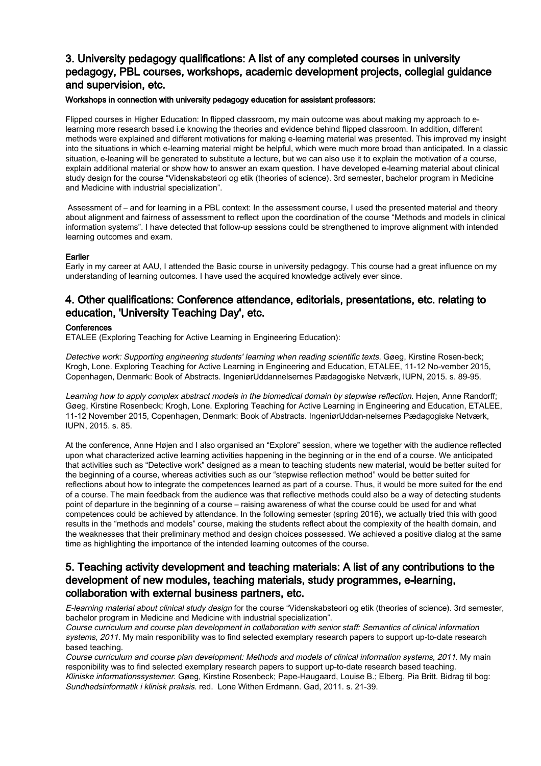## 3. University pedagogy qualifications: A list of any completed courses in university pedagogy, PBL courses, workshops, academic development projects, collegial guidance and supervision, etc.

#### Workshops in connection with university pedagogy education for assistant professors:

Flipped courses in Higher Education: In flipped classroom, my main outcome was about making my approach to e-learning more research based i.e knowing the theories and evidence behind flipped classroom. In addition, different methods were explained and different motivations for making e-learning material was presented. This improved my insight into the situations in which e-learning material might be helpful, which were much more broad than anticipated. In a classic situation, e-leaning will be generated to substitute a lecture, but we can also use it to explain the motivation of a course, explain additional material or show how to answer an exam question. I have developed e-learning material about clinical study design for the course "Videnskabsteori og etik (theories of science). 3rd semester, bachelor program in Medicine and Medicine with industrial specialization".

Assessment of – and for learning in a PBL context: In the assessment course, I used the presented material and theory about alignment and fairness of assessment to reflect upon the coordination of the course "Methods and models in clinical information systems". I have detected that follow-up sessions could be strengthened to improve alignment with intended learning outcomes and exam.

#### Earlier

Early in my career at AAU, I attended the Basic course in university pedagogy. This course had a great influence on my understanding of learning outcomes. I have used the acquired knowledge actively ever since.

## 4. Other qualifications: Conference attendance, editorials, presentations, etc. relating to education, 'University Teaching Day', etc.

#### Conferences

ETALEE (Exploring Teaching for Active Learning in Engineering Education):

*Detective work: Supporting engineering students' learning when reading scientific texts.* Gøeg, Kirstine Rosen-beck; Krogh, Lone. Exploring Teaching for Active Learning in Engineering and Education, ETALEE, 11-12 No-vember 2015, Copenhagen, Denmark: Book of Abstracts. IngeniørUddannelsernes Pædagogiske Netværk, IUPN, 2015. s. 89-95.

*Learning how to apply complex abstract models in the biomedical domain by stepwise reflection.* Højen, Anne Randorff; Gøeg, Kirstine Rosenbeck; Krogh, Lone. Exploring Teaching for Active Learning in Engineering and Education, ETALEE, 11-12 November 2015, Copenhagen, Denmark: Book of Abstracts. IngeniørUddan-nelsernes Pædagogiske Netværk, IUPN, 2015. s. 85.

At the conference, Anne Højen and I also organised an "Explore" session, where we together with the audience reflected upon what characterized active learning activities happening in the beginning or in the end of a course. We anticipated that activities such as "Detective work" designed as a mean to teaching students new material, would be better suited for the beginning of a course, whereas activities such as our "stepwise reflection method" would be better suited for reflections about how to integrate the competences learned as part of a course. Thus, it would be more suited for the end of a course. The main feedback from the audience was that reflective methods could also be a way of detecting students point of departure in the beginning of a course – raising awareness of what the course could be used for and what competences could be achieved by attendance. In the following semester (spring 2016), we actually tried this with good results in the "methods and models" course, making the students reflect about the complexity of the health domain, and the weaknesses that their preliminary method and design choices possessed. We achieved a positive dialog at the same time as highlighting the importance of the intended learning outcomes of the course.

## 5. Teaching activity development and teaching materials: A list of any contributions to the development of new modules, teaching materials, study programmes, e-learning, collaboration with external business partners, etc.

*E-learning material about clinical study design* for the course "Videnskabsteori og etik (theories of science). 3rd semester, bachelor program in Medicine and Medicine with industrial specialization".
*Course curriculum and course plan development in collaboration with senior staff: Semantics of clinical information systems, 2011.* My main responibility was to find selected exemplary research papers to support up-to-date research based teaching.
*Course curriculum and course plan development: Methods and models of clinical information systems, 2011.* My main responibility was to find selected exemplary research papers to support up-to-date research based teaching.
*Kliniske informationssystemer.* Gøeg, Kirstine Rosenbeck; Pape-Haugaard, Louise B.; Elberg, Pia Britt. Bidrag til bog: *Sundhedsinformatik i klinisk praksis.* red. Lone Withen Erdmann. Gad, 2011. s. 21-39.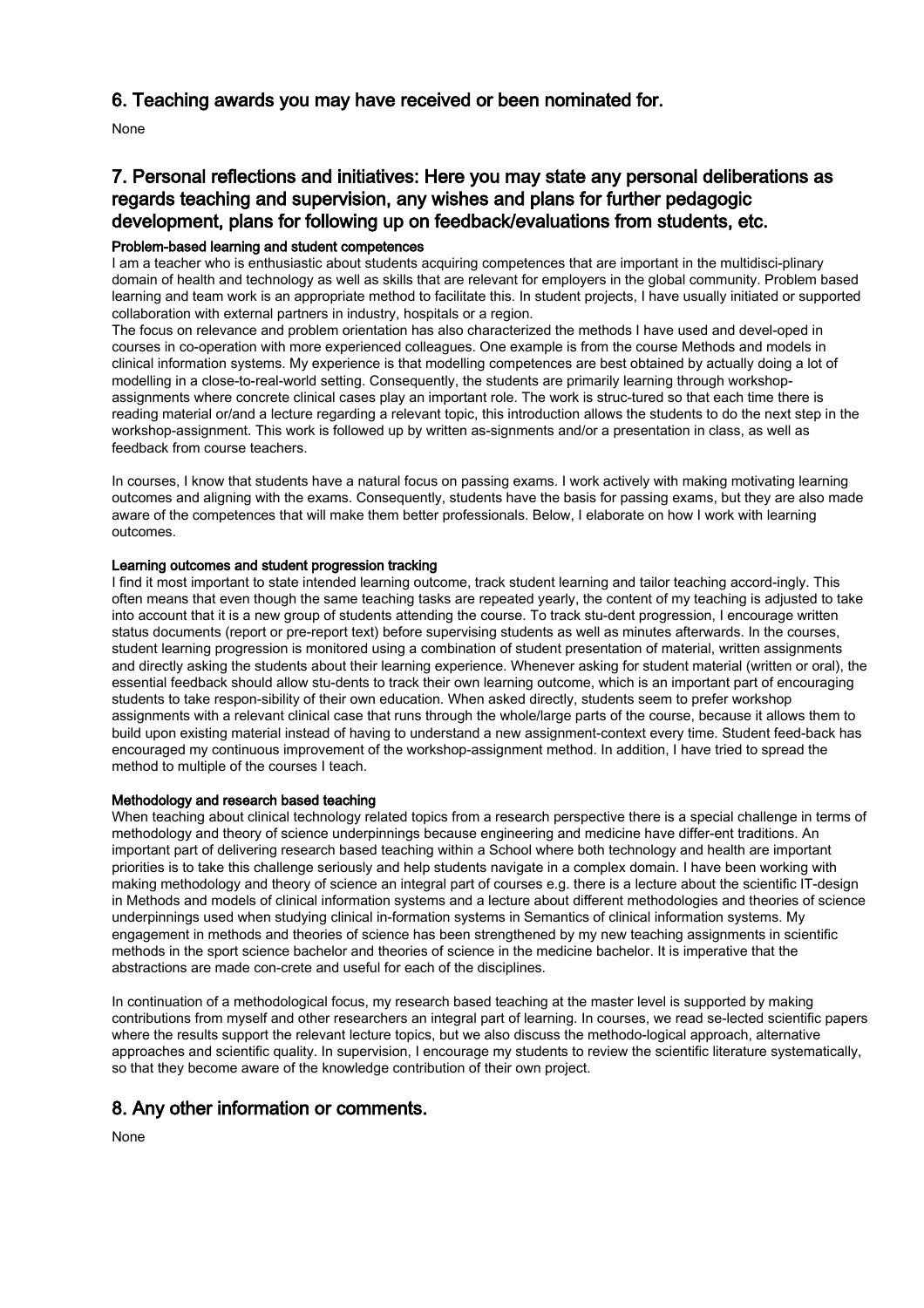## 6. Teaching awards you may have received or been nominated for.

None

## 7. Personal reflections and initiatives: Here you may state any personal deliberations as regards teaching and supervision, any wishes and plans for further pedagogic development, plans for following up on feedback/evaluations from students, etc.

#### Problem-based learning and student competences

I am a teacher who is enthusiastic about students acquiring competences that are important in the multidisci-plinary domain of health and technology as well as skills that are relevant for employers in the global community. Problem based learning and team work is an appropriate method to facilitate this. In student projects, I have usually initiated or supported collaboration with external partners in industry, hospitals or a region.

The focus on relevance and problem orientation has also characterized the methods I have used and devel-oped in courses in co-operation with more experienced colleagues. One example is from the course Methods and models in clinical information systems. My experience is that modelling competences are best obtained by actually doing a lot of modelling in a close-to-real-world setting. Consequently, the students are primarily learning through workshop-assignments where concrete clinical cases play an important role. The work is struc-tured so that each time there is reading material or/and a lecture regarding a relevant topic, this introduction allows the students to do the next step in the workshop-assignment. This work is followed up by written as-signments and/or a presentation in class, as well as feedback from course teachers.

In courses, I know that students have a natural focus on passing exams. I work actively with making motivating learning outcomes and aligning with the exams. Consequently, students have the basis for passing exams, but they are also made aware of the competences that will make them better professionals. Below, I elaborate on how I work with learning outcomes.

#### Learning outcomes and student progression tracking

I find it most important to state intended learning outcome, track student learning and tailor teaching accord-ingly. This often means that even though the same teaching tasks are repeated yearly, the content of my teaching is adjusted to take into account that it is a new group of students attending the course. To track stu-dent progression, I encourage written status documents (report or pre-report text) before supervising students as well as minutes afterwards. In the courses, student learning progression is monitored using a combination of student presentation of material, written assignments and directly asking the students about their learning experience. Whenever asking for student material (written or oral), the essential feedback should allow stu-dents to track their own learning outcome, which is an important part of encouraging students to take respon-sibility of their own education. When asked directly, students seem to prefer workshop assignments with a relevant clinical case that runs through the whole/large parts of the course, because it allows them to build upon existing material instead of having to understand a new assignment-context every time. Student feed-back has encouraged my continuous improvement of the workshop-assignment method. In addition, I have tried to spread the method to multiple of the courses I teach.

#### Methodology and research based teaching

When teaching about clinical technology related topics from a research perspective there is a special challenge in terms of methodology and theory of science underpinnings because engineering and medicine have differ-ent traditions. An important part of delivering research based teaching within a School where both technology and health are important priorities is to take this challenge seriously and help students navigate in a complex domain. I have been working with making methodology and theory of science an integral part of courses e.g. there is a lecture about the scientific IT-design in Methods and models of clinical information systems and a lecture about different methodologies and theories of science underpinnings used when studying clinical in-formation systems in Semantics of clinical information systems. My engagement in methods and theories of science has been strengthened by my new teaching assignments in scientific methods in the sport science bachelor and theories of science in the medicine bachelor. It is imperative that the abstractions are made con-crete and useful for each of the disciplines.

In continuation of a methodological focus, my research based teaching at the master level is supported by making contributions from myself and other researchers an integral part of learning. In courses, we read se-lected scientific papers where the results support the relevant lecture topics, but we also discuss the methodo-logical approach, alternative approaches and scientific quality. In supervision, I encourage my students to review the scientific literature systematically, so that they become aware of the knowledge contribution of their own project.

## 8. Any other information or comments.

None